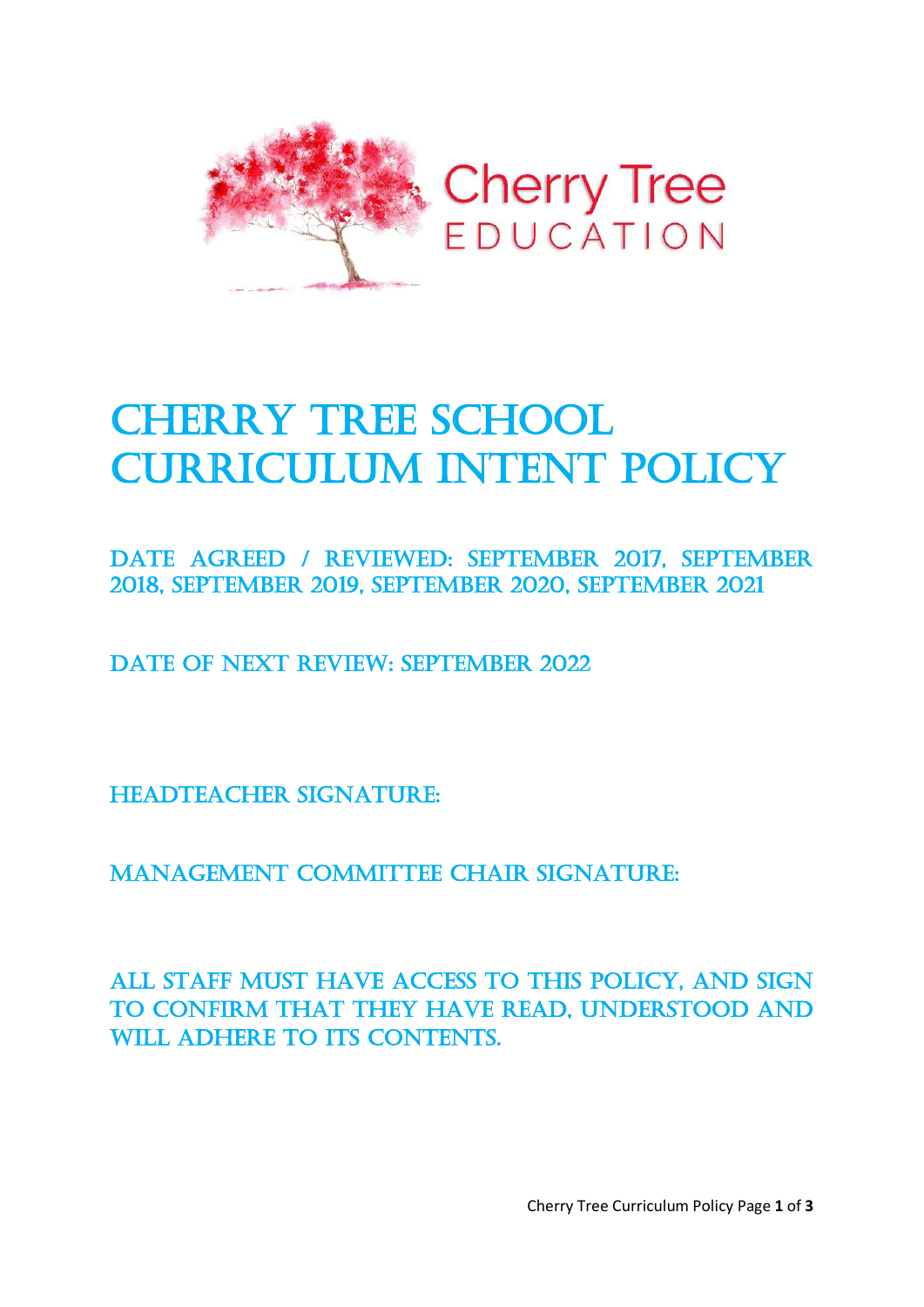Cherry Tree
EDUCATION

# CHERRY TREE SCHOOL CURRICULUM INTENT POLICY

DATE AGREED / REVIEWED: SEPTEMBER 2017, SEPTEMBER 2018, SEPTEMBER 2019, SEPTEMBER 2020, SEPTEMBER 2021

DATE OF NEXT REVIEW: SEPTEMBER 2022

HEADTEACHER SIGNATURE:

MANAGEMENT COMMITTEE CHAIR SIGNATURE:

ALL STAFF MUST HAVE ACCESS TO THIS POLICY, AND SIGN TO CONFIRM THAT THEY HAVE READ, UNDERSTOOD AND WILL ADHERE TO ITS CONTENTS.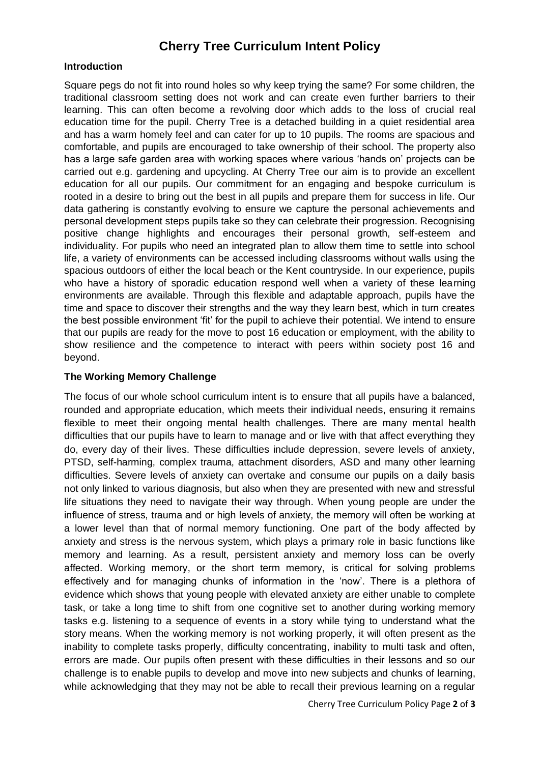# Cherry Tree Curriculum Intent Policy

## Introduction

Square pegs do not fit into round holes so why keep trying the same? For some children, the traditional classroom setting does not work and can create even further barriers to their learning. This can often become a revolving door which adds to the loss of crucial real education time for the pupil. Cherry Tree is a detached building in a quiet residential area and has a warm homely feel and can cater for up to 10 pupils. The rooms are spacious and comfortable, and pupils are encouraged to take ownership of their school. The property also has a large safe garden area with working spaces where various 'hands on' projects can be carried out e.g. gardening and upcycling. At Cherry Tree our aim is to provide an excellent education for all our pupils. Our commitment for an engaging and bespoke curriculum is rooted in a desire to bring out the best in all pupils and prepare them for success in life. Our data gathering is constantly evolving to ensure we capture the personal achievements and personal development steps pupils take so they can celebrate their progression. Recognising positive change highlights and encourages their personal growth, self-esteem and individuality. For pupils who need an integrated plan to allow them time to settle into school life, a variety of environments can be accessed including classrooms without walls using the spacious outdoors of either the local beach or the Kent countryside. In our experience, pupils who have a history of sporadic education respond well when a variety of these learning environments are available. Through this flexible and adaptable approach, pupils have the time and space to discover their strengths and the way they learn best, which in turn creates the best possible environment 'fit' for the pupil to achieve their potential. We intend to ensure that our pupils are ready for the move to post 16 education or employment, with the ability to show resilience and the competence to interact with peers within society post 16 and beyond.

## The Working Memory Challenge

The focus of our whole school curriculum intent is to ensure that all pupils have a balanced, rounded and appropriate education, which meets their individual needs, ensuring it remains flexible to meet their ongoing mental health challenges. There are many mental health difficulties that our pupils have to learn to manage and or live with that affect everything they do, every day of their lives. These difficulties include depression, severe levels of anxiety, PTSD, self-harming, complex trauma, attachment disorders, ASD and many other learning difficulties. Severe levels of anxiety can overtake and consume our pupils on a daily basis not only linked to various diagnosis, but also when they are presented with new and stressful life situations they need to navigate their way through. When young people are under the influence of stress, trauma and or high levels of anxiety, the memory will often be working at a lower level than that of normal memory functioning. One part of the body affected by anxiety and stress is the nervous system, which plays a primary role in basic functions like memory and learning. As a result, persistent anxiety and memory loss can be overly affected. Working memory, or the short term memory, is critical for solving problems effectively and for managing chunks of information in the 'now'. There is a plethora of evidence which shows that young people with elevated anxiety are either unable to complete task, or take a long time to shift from one cognitive set to another during working memory tasks e.g. listening to a sequence of events in a story while tying to understand what the story means. When the working memory is not working properly, it will often present as the inability to complete tasks properly, difficulty concentrating, inability to multi task and often, errors are made. Our pupils often present with these difficulties in their lessons and so our challenge is to enable pupils to develop and move into new subjects and chunks of learning, while acknowledging that they may not be able to recall their previous learning on a regular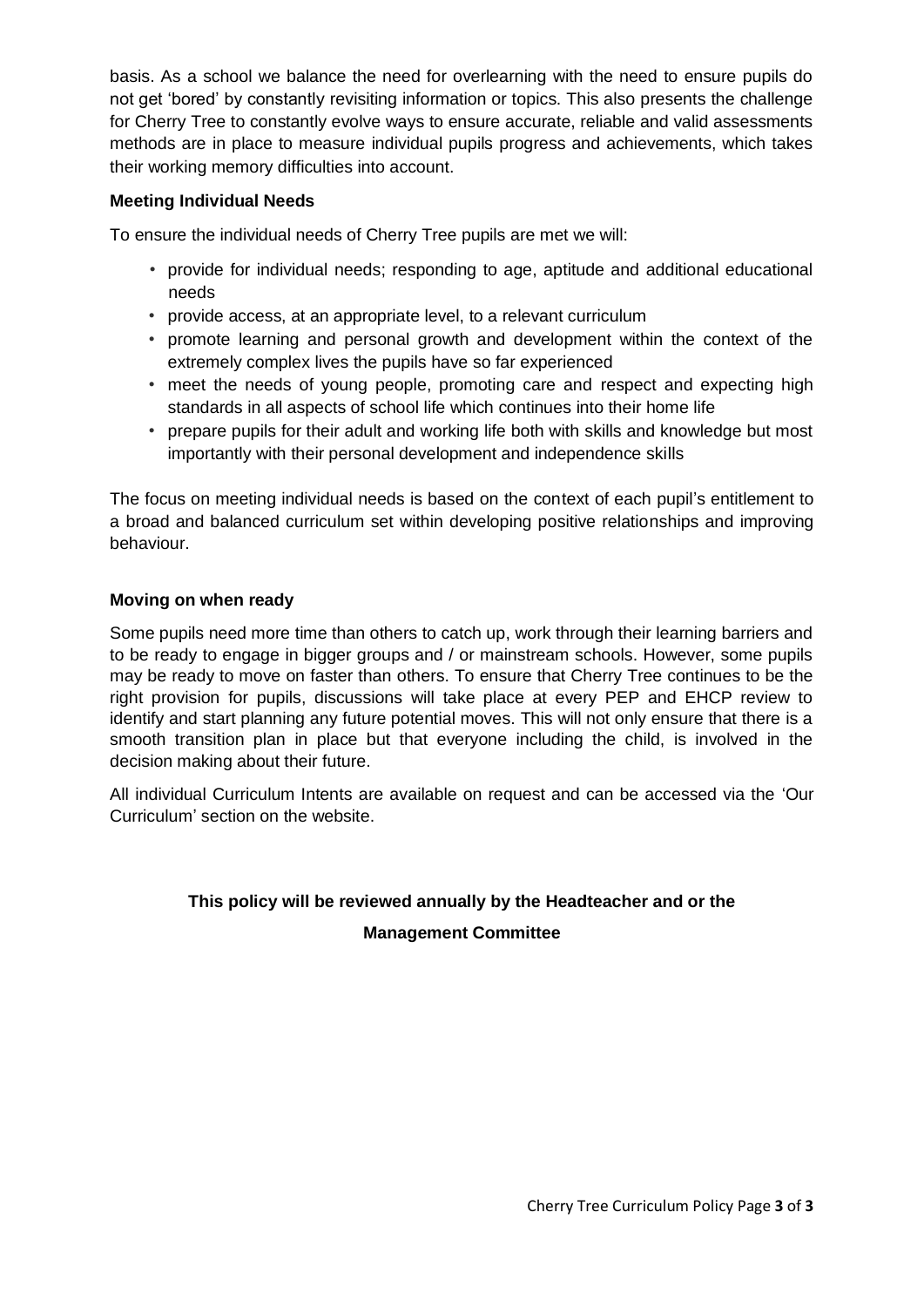basis. As a school we balance the need for overlearning with the need to ensure pupils do not get 'bored' by constantly revisiting information or topics. This also presents the challenge for Cherry Tree to constantly evolve ways to ensure accurate, reliable and valid assessments methods are in place to measure individual pupils progress and achievements, which takes their working memory difficulties into account.

**Meeting Individual Needs**

To ensure the individual needs of Cherry Tree pupils are met we will:

- provide for individual needs; responding to age, aptitude and additional educational needs
- provide access, at an appropriate level, to a relevant curriculum
- promote learning and personal growth and development within the context of the extremely complex lives the pupils have so far experienced
- meet the needs of young people, promoting care and respect and expecting high standards in all aspects of school life which continues into their home life
- prepare pupils for their adult and working life both with skills and knowledge but most importantly with their personal development and independence skills

The focus on meeting individual needs is based on the context of each pupil's entitlement to a broad and balanced curriculum set within developing positive relationships and improving behaviour.

**Moving on when ready**

Some pupils need more time than others to catch up, work through their learning barriers and to be ready to engage in bigger groups and / or mainstream schools. However, some pupils may be ready to move on faster than others. To ensure that Cherry Tree continues to be the right provision for pupils, discussions will take place at every PEP and EHCP review to identify and start planning any future potential moves. This will not only ensure that there is a smooth transition plan in place but that everyone including the child, is involved in the decision making about their future.

All individual Curriculum Intents are available on request and can be accessed via the 'Our Curriculum' section on the website.

**This policy will be reviewed annually by the Headteacher and or the Management Committee**